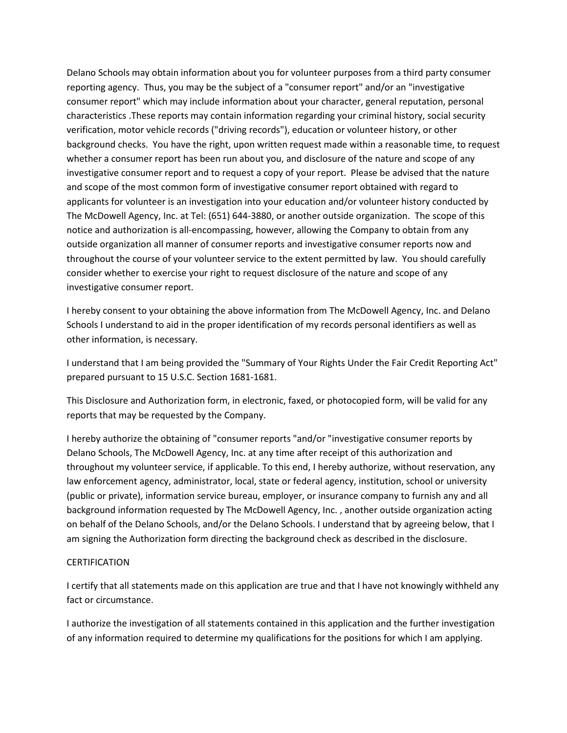Delano Schools may obtain information about you for volunteer purposes from a third party consumer reporting agency. Thus, you may be the subject of a "consumer report" and/or an "investigative consumer report" which may include information about your character, general reputation, personal characteristics .These reports may contain information regarding your criminal history, social security verification, motor vehicle records ("driving records"), education or volunteer history, or other background checks. You have the right, upon written request made within a reasonable time, to request whether a consumer report has been run about you, and disclosure of the nature and scope of any investigative consumer report and to request a copy of your report. Please be advised that the nature and scope of the most common form of investigative consumer report obtained with regard to applicants for volunteer is an investigation into your education and/or volunteer history conducted by The McDowell Agency, Inc. at Tel: (651) 644-3880, or another outside organization. The scope of this notice and authorization is all-encompassing, however, allowing the Company to obtain from any outside organization all manner of consumer reports and investigative consumer reports now and throughout the course of your volunteer service to the extent permitted by law. You should carefully consider whether to exercise your right to request disclosure of the nature and scope of any investigative consumer report.

I hereby consent to your obtaining the above information from The McDowell Agency, Inc. and Delano Schools I understand to aid in the proper identification of my records personal identifiers as well as other information, is necessary.

I understand that I am being provided the "Summary of Your Rights Under the Fair Credit Reporting Act" prepared pursuant to 15 U.S.C. Section 1681-1681.

This Disclosure and Authorization form, in electronic, faxed, or photocopied form, will be valid for any reports that may be requested by the Company.

I hereby authorize the obtaining of "consumer reports "and/or "investigative consumer reports by Delano Schools, The McDowell Agency, Inc. at any time after receipt of this authorization and throughout my volunteer service, if applicable. To this end, I hereby authorize, without reservation, any law enforcement agency, administrator, local, state or federal agency, institution, school or university (public or private), information service bureau, employer, or insurance company to furnish any and all background information requested by The McDowell Agency, Inc. , another outside organization acting on behalf of the Delano Schools, and/or the Delano Schools. I understand that by agreeing below, that I am signing the Authorization form directing the background check as described in the disclosure.

CERTIFICATION

I certify that all statements made on this application are true and that I have not knowingly withheld any fact or circumstance.

I authorize the investigation of all statements contained in this application and the further investigation of any information required to determine my qualifications for the positions for which I am applying.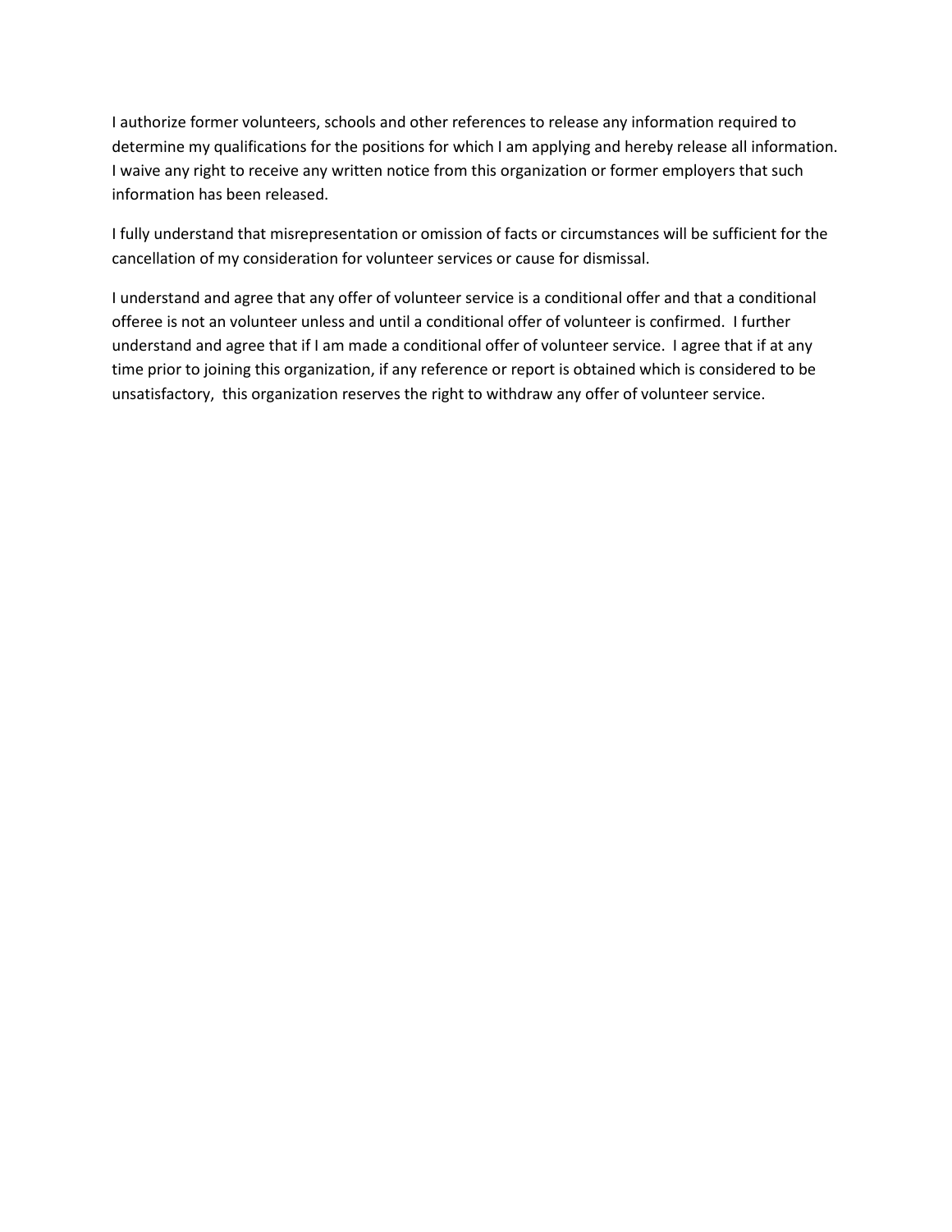I authorize former volunteers, schools and other references to release any information required to determine my qualifications for the positions for which I am applying and hereby release all information. I waive any right to receive any written notice from this organization or former employers that such information has been released.

I fully understand that misrepresentation or omission of facts or circumstances will be sufficient for the cancellation of my consideration for volunteer services or cause for dismissal.

I understand and agree that any offer of volunteer service is a conditional offer and that a conditional offeree is not an volunteer unless and until a conditional offer of volunteer is confirmed. I further understand and agree that if I am made a conditional offer of volunteer service. I agree that if at any time prior to joining this organization, if any reference or report is obtained which is considered to be unsatisfactory, this organization reserves the right to withdraw any offer of volunteer service.